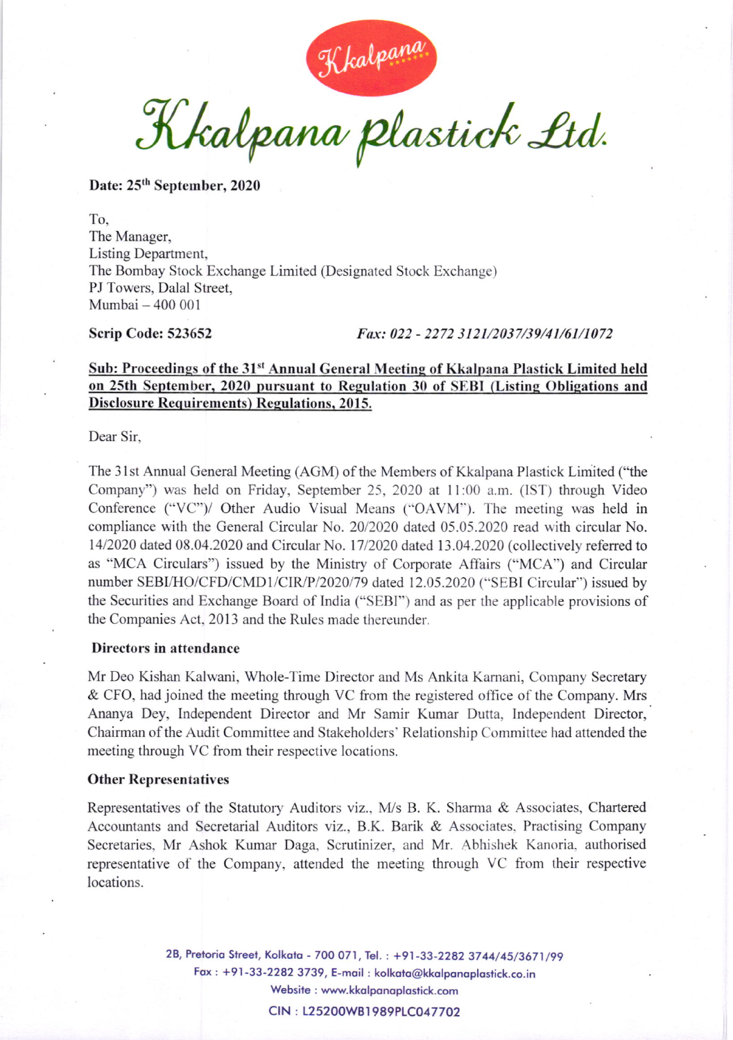# Kkalpana Plastick Ltd.

**Date: 25th September, 2020**

To,
The Manager,
Listing Department,
The Bombay Stock Exchange Limited (Designated Stock Exchange)
PJ Towers, Dalal Street,
Mumbai – 400 001

**Scrip Code: 523652** *Fax: 022 - 2272 3121/2037/39/41/61/1072*

**Sub: Proceedings of the 31st Annual General Meeting of Kkalpana Plastick Limited held on 25th September, 2020 pursuant to Regulation 30 of SEBI (Listing Obligations and Disclosure Requirements) Regulations, 2015.**

Dear Sir,

The 31st Annual General Meeting (AGM) of the Members of Kkalpana Plastick Limited ("the Company") was held on Friday, September 25, 2020 at 11:00 a.m. (IST) through Video Conference ("VC")/ Other Audio Visual Means ("OAVM"). The meeting was held in compliance with the General Circular No. 20/2020 dated 05.05.2020 read with circular No. 14/2020 dated 08.04.2020 and Circular No. 17/2020 dated 13.04.2020 (collectively referred to as "MCA Circulars") issued by the Ministry of Corporate Affairs ("MCA") and Circular number SEBI/HO/CFD/CMD1/CIR/P/2020/79 dated 12.05.2020 ("SEBI Circular") issued by the Securities and Exchange Board of India ("SEBI") and as per the applicable provisions of the Companies Act, 2013 and the Rules made thereunder.

**Directors in attendance**

Mr Deo Kishan Kalwani, Whole-Time Director and Ms Ankita Karnani, Company Secretary & CFO, had joined the meeting through VC from the registered office of the Company. Mrs Ananya Dey, Independent Director and Mr Samir Kumar Dutta, Independent Director, Chairman of the Audit Committee and Stakeholders' Relationship Committee had attended the meeting through VC from their respective locations.

**Other Representatives**

Representatives of the Statutory Auditors viz., M/s B. K. Sharma & Associates, Chartered Accountants and Secretarial Auditors viz., B.K. Barik & Associates, Practising Company Secretaries, Mr Ashok Kumar Daga, Scrutinizer, and Mr. Abhishek Kanoria, authorised representative of the Company, attended the meeting through VC from their respective locations.

2B, Pretoria Street, Kolkata - 700 071, Tel. : +91-33-2282 3744/45/3671/99
Fax : +91-33-2282 3739, E-mail : kolkata@kkalpanaplastick.co.in
Website : www.kkalpanaplastick.com
CIN : L25200WB1989PLC047702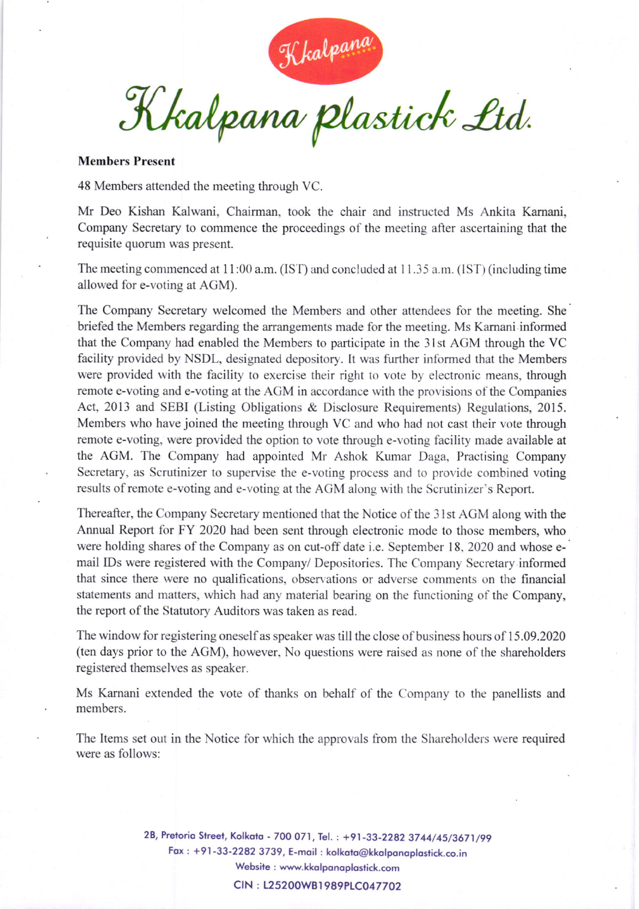**Members Present**

48 Members attended the meeting through VC.

Mr Deo Kishan Kalwani, Chairman, took the chair and instructed Ms Ankita Karnani, Company Secretary to commence the proceedings of the meeting after ascertaining that the requisite quorum was present.

The meeting commenced at 11:00 a.m. (IST) and concluded at 11.35 a.m. (IST) (including time allowed for e-voting at AGM).

The Company Secretary welcomed the Members and other attendees for the meeting. She briefed the Members regarding the arrangements made for the meeting. Ms Karnani informed that the Company had enabled the Members to participate in the 31st AGM through the VC facility provided by NSDL, designated depository. It was further informed that the Members were provided with the facility to exercise their right to vote by electronic means, through remote e-voting and e-voting at the AGM in accordance with the provisions of the Companies Act, 2013 and SEBI (Listing Obligations & Disclosure Requirements) Regulations, 2015. Members who have joined the meeting through VC and who had not cast their vote through remote e-voting, were provided the option to vote through e-voting facility made available at the AGM. The Company had appointed Mr Ashok Kumar Daga, Practising Company Secretary, as Scrutinizer to supervise the e-voting process and to provide combined voting results of remote e-voting and e-voting at the AGM along with the Scrutinizer's Report.

Thereafter, the Company Secretary mentioned that the Notice of the 31st AGM along with the Annual Report for FY 2020 had been sent through electronic mode to those members, who were holding shares of the Company as on cut-off date i.e. September 18, 2020 and whose e-mail IDs were registered with the Company/ Depositories. The Company Secretary informed that since there were no qualifications, observations or adverse comments on the financial statements and matters, which had any material bearing on the functioning of the Company, the report of the Statutory Auditors was taken as read.

The window for registering oneself as speaker was till the close of business hours of 15.09.2020 (ten days prior to the AGM), however, No questions were raised as none of the shareholders registered themselves as speaker.

Ms Karnani extended the vote of thanks on behalf of the Company to the panellists and members.

The Items set out in the Notice for which the approvals from the Shareholders were required were as follows: